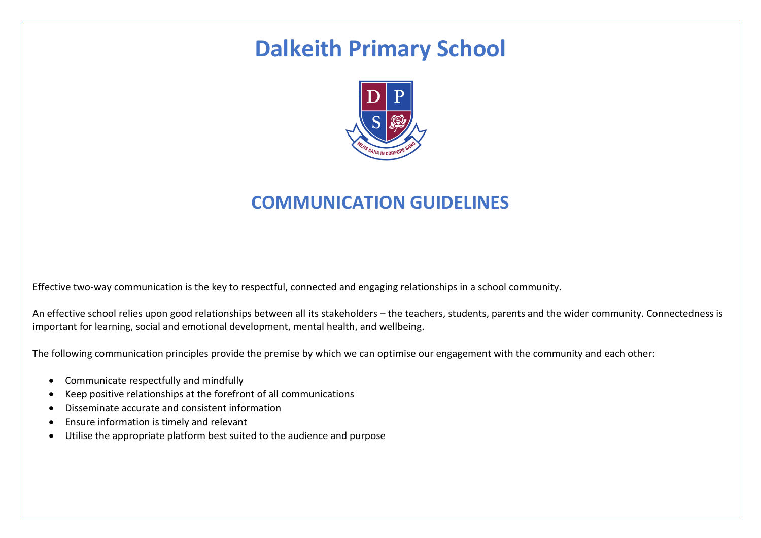# Dalkeith Primary School

## COMMUNICATION GUIDELINES

Effective two-way communication is the key to respectful, connected and engaging relationships in a school community.

An effective school relies upon good relationships between all its stakeholders – the teachers, students, parents and the wider community. Connectedness is important for learning, social and emotional development, mental health, and wellbeing.

The following communication principles provide the premise by which we can optimise our engagement with the community and each other:

- Communicate respectfully and mindfully
- Keep positive relationships at the forefront of all communications
- Disseminate accurate and consistent information
- Ensure information is timely and relevant
- Utilise the appropriate platform best suited to the audience and purpose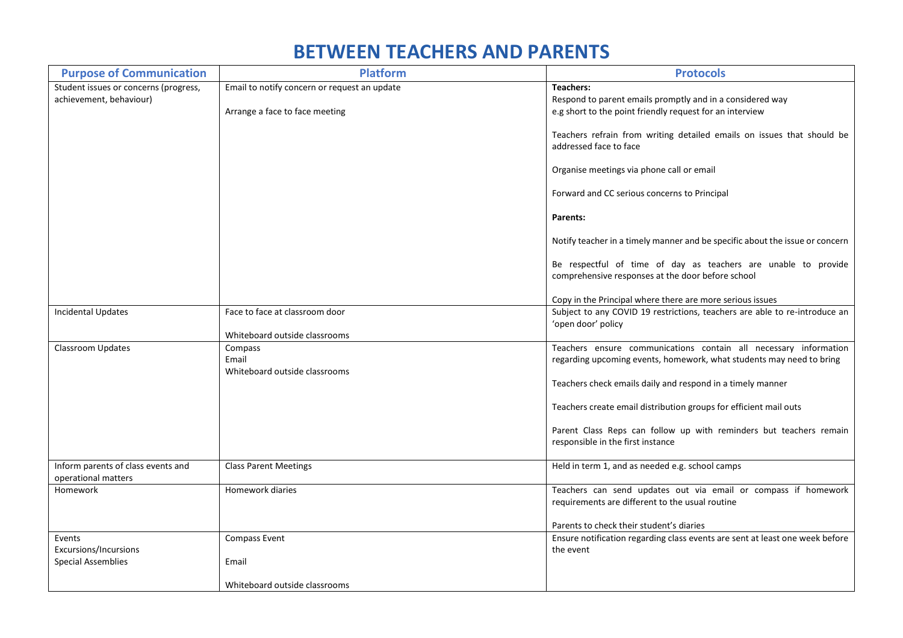# BETWEEN TEACHERS AND PARENTS

| Purpose of Communication | Platform | Protocols |
|---|---|---|
| Student issues or concerns (progress, achievement, behaviour) | Email to notify concern or request an update<br><br>Arrange a face to face meeting | **Teachers:**<br>Respond to parent emails promptly and in a considered way e.g short to the point friendly request for an interview<br><br>Teachers refrain from writing detailed emails on issues that should be addressed face to face<br><br>Organise meetings via phone call or email<br><br>Forward and CC serious concerns to Principal<br><br>**Parents:**<br><br>Notify teacher in a timely manner and be specific about the issue or concern<br><br>Be respectful of time of day as teachers are unable to provide comprehensive responses at the door before school<br><br>Copy in the Principal where there are more serious issues |
| Incidental Updates | Face to face at classroom door<br><br>Whiteboard outside classrooms | Subject to any COVID 19 restrictions, teachers are able to re-introduce an 'open door' policy |
| Classroom Updates | Compass<br>Email<br>Whiteboard outside classrooms | Teachers ensure communications contain all necessary information regarding upcoming events, homework, what students may need to bring<br><br>Teachers check emails daily and respond in a timely manner<br><br>Teachers create email distribution groups for efficient mail outs<br><br>Parent Class Reps can follow up with reminders but teachers remain responsible in the first instance |
| Inform parents of class events and operational matters | Class Parent Meetings | Held in term 1, and as needed e.g. school camps |
| Homework | Homework diaries | Teachers can send updates out via email or compass if homework requirements are different to the usual routine<br><br>Parents to check their student's diaries |
| Events<br>Excursions/Incursions<br>Special Assemblies | Compass Event<br><br>Email<br><br>Whiteboard outside classrooms | Ensure notification regarding class events are sent at least one week before the event |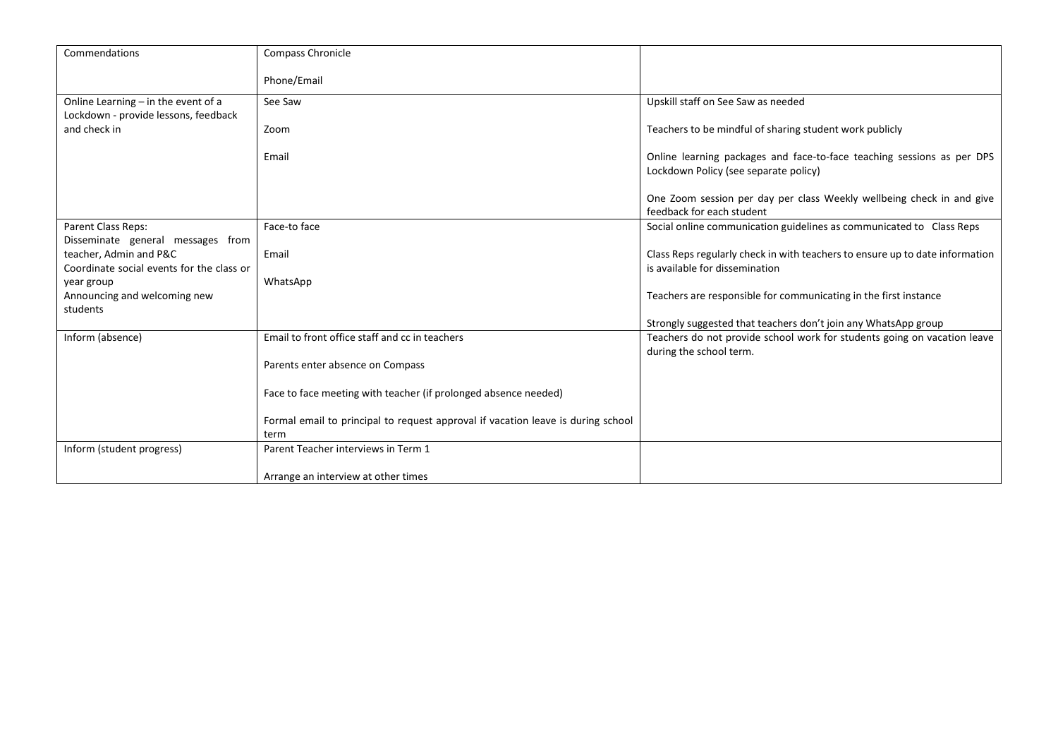| | | |
|---|---|---|
| Commendations | Compass Chronicle<br><br>Phone/Email | |
| Online Learning – in the event of a Lockdown - provide lessons, feedback and check in | See Saw<br><br>Zoom<br><br>Email | Upskill staff on See Saw as needed<br><br>Teachers to be mindful of sharing student work publicly<br><br>Online learning packages and face-to-face teaching sessions as per DPS Lockdown Policy (see separate policy)<br><br>One Zoom session per day per class Weekly wellbeing check in and give feedback for each student |
| Parent Class Reps:<br>Disseminate general messages from teacher, Admin and P&C<br>Coordinate social events for the class or year group<br>Announcing and welcoming new students | Face-to face<br><br>Email<br><br>WhatsApp | Social online communication guidelines as communicated to Class Reps<br><br>Class Reps regularly check in with teachers to ensure up to date information is available for dissemination<br><br>Teachers are responsible for communicating in the first instance<br><br>Strongly suggested that teachers don't join any WhatsApp group |
| Inform (absence) | Email to front office staff and cc in teachers<br><br>Parents enter absence on Compass<br><br>Face to face meeting with teacher (if prolonged absence needed)<br><br>Formal email to principal to request approval if vacation leave is during school term | Teachers do not provide school work for students going on vacation leave during the school term. |
| Inform (student progress) | Parent Teacher interviews in Term 1<br><br>Arrange an interview at other times | |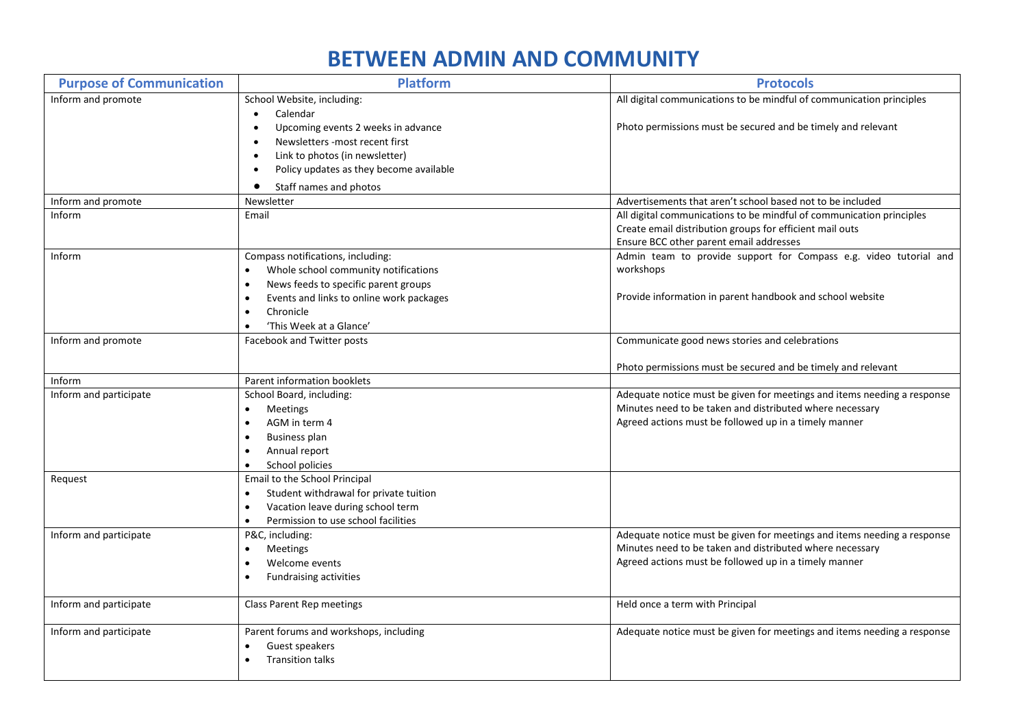# BETWEEN ADMIN AND COMMUNITY

| Purpose of Communication | Platform | Protocols |
|---|---|---|
| Inform and promote | School Website, including:<br>• Calendar<br>• Upcoming events 2 weeks in advance<br>• Newsletters -most recent first<br>• Link to photos (in newsletter)<br>• Policy updates as they become available<br>• Staff names and photos | All digital communications to be mindful of communication principles<br><br>Photo permissions must be secured and be timely and relevant |
| Inform and promote | Newsletter | Advertisements that aren't school based not to be included |
| Inform | Email | All digital communications to be mindful of communication principles<br>Create email distribution groups for efficient mail outs<br>Ensure BCC other parent email addresses |
| Inform | Compass notifications, including:<br>• Whole school community notifications<br>• News feeds to specific parent groups<br>• Events and links to online work packages<br>• Chronicle<br>• 'This Week at a Glance' | Admin team to provide support for Compass e.g. video tutorial and workshops<br><br>Provide information in parent handbook and school website |
| Inform and promote | Facebook and Twitter posts | Communicate good news stories and celebrations<br><br>Photo permissions must be secured and be timely and relevant |
| Inform | Parent information booklets | |
| Inform and participate | School Board, including:<br>• Meetings<br>• AGM in term 4<br>• Business plan<br>• Annual report<br>• School policies | Adequate notice must be given for meetings and items needing a response<br>Minutes need to be taken and distributed where necessary<br>Agreed actions must be followed up in a timely manner |
| Request | Email to the School Principal<br>• Student withdrawal for private tuition<br>• Vacation leave during school term<br>• Permission to use school facilities | |
| Inform and participate | P&C, including:<br>• Meetings<br>• Welcome events<br>• Fundraising activities | Adequate notice must be given for meetings and items needing a response<br>Minutes need to be taken and distributed where necessary<br>Agreed actions must be followed up in a timely manner |
| Inform and participate | Class Parent Rep meetings | Held once a term with Principal |
| Inform and participate | Parent forums and workshops, including<br>• Guest speakers<br>• Transition talks | Adequate notice must be given for meetings and items needing a response |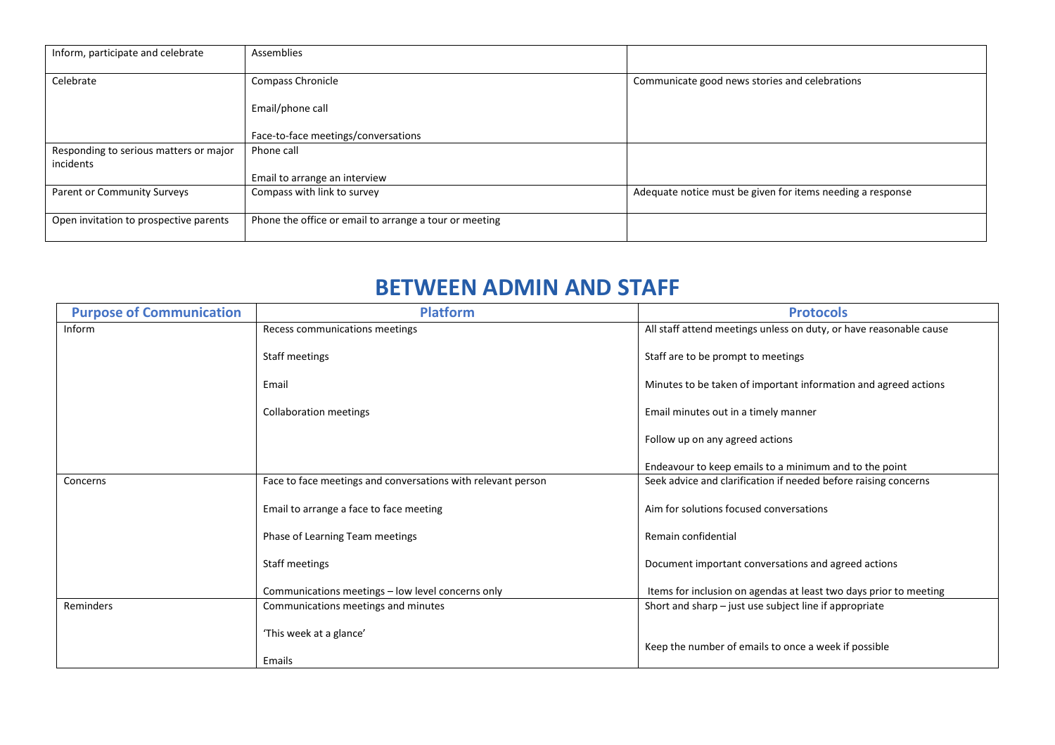| | | |
|---|---|---|
| Inform, participate and celebrate | Assemblies | |
| Celebrate | Compass Chronicle<br><br>Email/phone call<br><br>Face-to-face meetings/conversations | Communicate good news stories and celebrations |
| Responding to serious matters or major incidents | Phone call<br><br>Email to arrange an interview | |
| Parent or Community Surveys | Compass with link to survey | Adequate notice must be given for items needing a response |
| Open invitation to prospective parents | Phone the office or email to arrange a tour or meeting | |

# BETWEEN ADMIN AND STAFF

| Purpose of Communication | Platform | Protocols |
|---|---|---|
| Inform | Recess communications meetings<br><br>Staff meetings<br><br>Email<br><br>Collaboration meetings | All staff attend meetings unless on duty, or have reasonable cause<br><br>Staff are to be prompt to meetings<br><br>Minutes to be taken of important information and agreed actions<br><br>Email minutes out in a timely manner<br><br>Follow up on any agreed actions<br><br>Endeavour to keep emails to a minimum and to the point |
| Concerns | Face to face meetings and conversations with relevant person<br><br>Email to arrange a face to face meeting<br><br>Phase of Learning Team meetings<br><br>Staff meetings<br><br>Communications meetings – low level concerns only | Seek advice and clarification if needed before raising concerns<br><br>Aim for solutions focused conversations<br><br>Remain confidential<br><br>Document important conversations and agreed actions<br><br>Items for inclusion on agendas at least two days prior to meeting |
| Reminders | Communications meetings and minutes<br><br>'This week at a glance'<br><br>Emails | Short and sharp – just use subject line if appropriate<br><br>Keep the number of emails to once a week if possible |